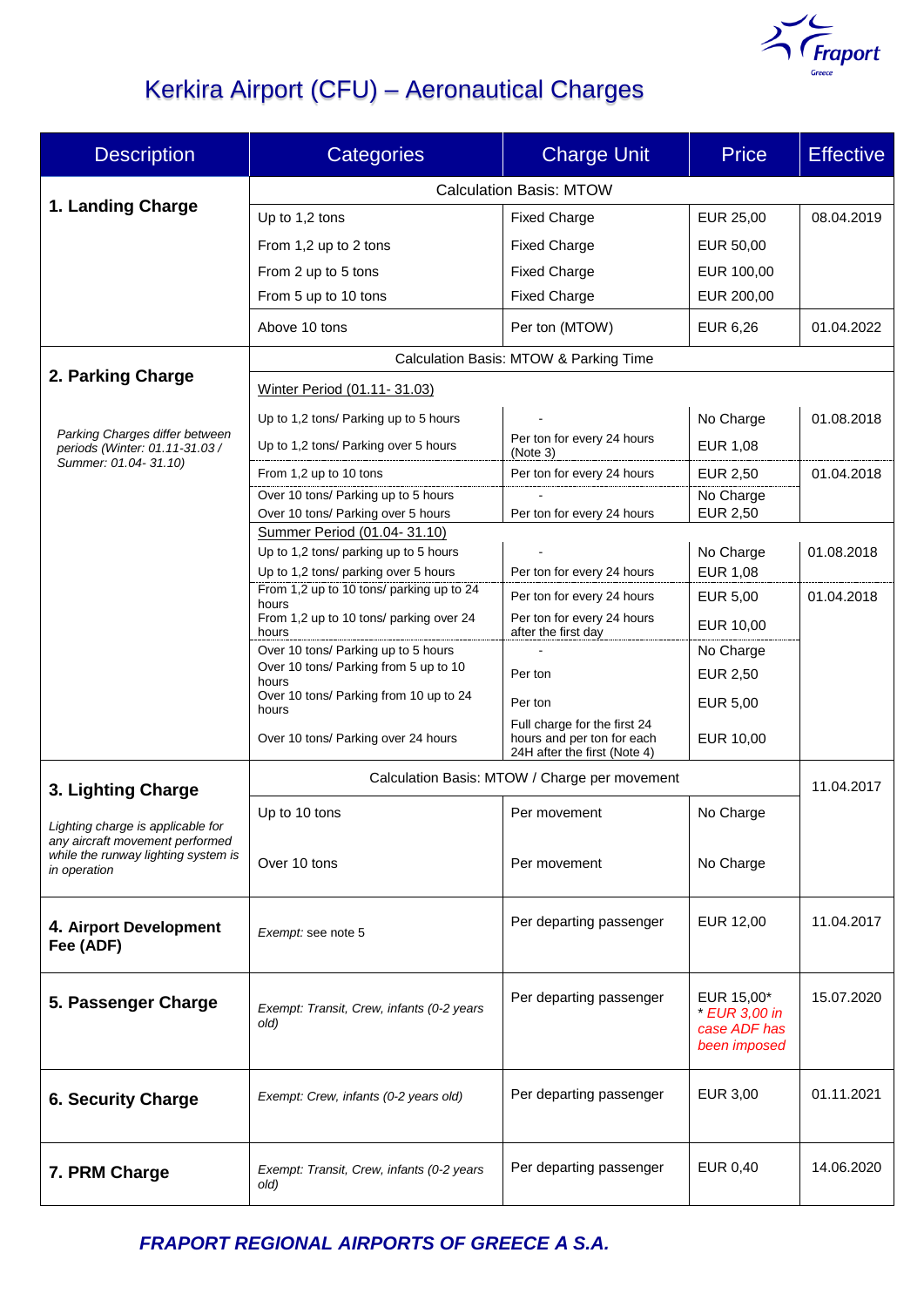# Kerkira Airport (CFU) – Aeronautical Charges

| Description | Categories | Charge Unit | Price | Effective |
|---|---|---|---|---|
| **1. Landing Charge** | Calculation Basis: MTOW | | | |
| | Up to 1,2 tons | Fixed Charge | EUR 25,00 | 08.04.2019 |
| | From 1,2 up to 2 tons | Fixed Charge | EUR 50,00 | |
| | From 2 up to 5 tons | Fixed Charge | EUR 100,00 | |
| | From 5 up to 10 tons | Fixed Charge | EUR 200,00 | |
| | Above 10 tons | Per ton (MTOW) | EUR 6,26 | 01.04.2022 |
| **2. Parking Charge**<br>*Parking Charges differ between periods (Winter: 01.11-31.03 / Summer: 01.04- 31.10)* | Calculation Basis: MTOW & Parking Time | | | |
| | Winter Period (01.11- 31.03) | | | |
| | Up to 1,2 tons/ Parking up to 5 hours | - | No Charge | 01.08.2018 |
| | Up to 1,2 tons/ Parking over 5 hours | Per ton for every 24 hours (Note 3) | EUR 1,08 | |
| | From 1,2 up to 10 tons | Per ton for every 24 hours | EUR 2,50 | 01.04.2018 |
| | Over 10 tons/ Parking up to 5 hours | - | No Charge | |
| | Over 10 tons/ Parking over 5 hours | Per ton for every 24 hours | EUR 2,50 | |
| | Summer Period (01.04- 31.10) | | | |
| | Up to 1,2 tons/ parking up to 5 hours | - | No Charge | 01.08.2018 |
| | Up to 1,2 tons/ parking over 5 hours | Per ton for every 24 hours | EUR 1,08 | |
| | From 1,2 up to 10 tons/ parking up to 24 hours | Per ton for every 24 hours | EUR 5,00 | 01.04.2018 |
| | From 1,2 up to 10 tons/ parking over 24 hours | Per ton for every 24 hours after the first day | EUR 10,00 | |
| | Over 10 tons/ Parking up to 5 hours | - | No Charge | |
| | Over 10 tons/ Parking from 5 up to 10 hours | Per ton | EUR 2,50 | |
| | Over 10 tons/ Parking from 10 up to 24 hours | Per ton | EUR 5,00 | |
| | Over 10 tons/ Parking over 24 hours | Full charge for the first 24 hours and per ton for each 24H after the first (Note 4) | EUR 10,00 | |
| **3. Lighting Charge**<br>*Lighting charge is applicable for any aircraft movement performed while the runway lighting system is in operation* | Calculation Basis: MTOW / Charge per movement | | | 11.04.2017 |
| | Up to 10 tons | Per movement | No Charge | |
| | Over 10 tons | Per movement | No Charge | |
| **4. Airport Development Fee (ADF)** | *Exempt:* see note 5 | Per departing passenger | EUR 12,00 | 11.04.2017 |
| **5. Passenger Charge** | *Exempt: Transit, Crew, infants (0-2 years old)* | Per departing passenger | EUR 15,00*<br>*\* EUR 3,00 in case ADF has been imposed* | 15.07.2020 |
| **6. Security Charge** | *Exempt: Crew, infants (0-2 years old)* | Per departing passenger | EUR 3,00 | 01.11.2021 |
| **7. PRM Charge** | *Exempt: Transit, Crew, infants (0-2 years old)* | Per departing passenger | EUR 0,40 | 14.06.2020 |

***FRAPORT REGIONAL AIRPORTS OF GREECE A S.A.***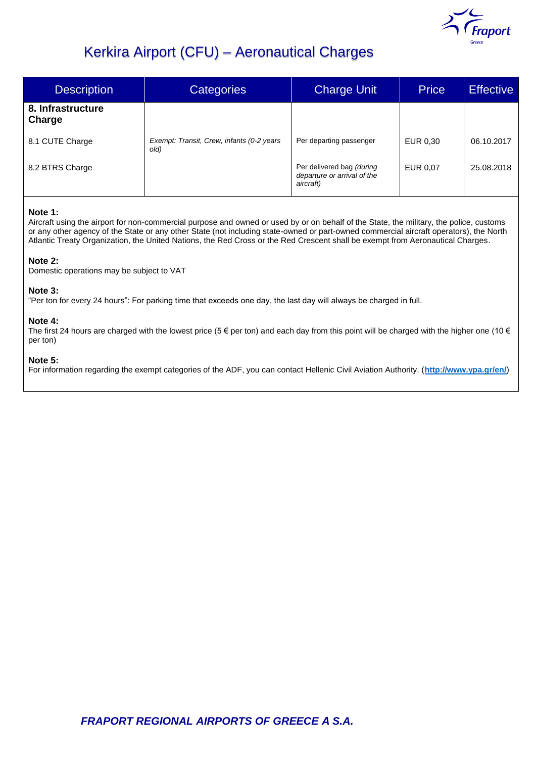# Kerkira Airport (CFU) – Aeronautical Charges

| Description | Categories | Charge Unit | Price | Effective |
|---|---|---|---|---|
| **8. Infrastructure Charge** | | | | |
| 8.1 CUTE Charge | *Exempt: Transit, Crew, infants (0-2 years old)* | Per departing passenger | EUR 0,30 | 06.10.2017 |
| 8.2 BTRS Charge | | Per delivered bag *(during departure or arrival of the aircraft)* | EUR 0,07 | 25.08.2018 |

**Note 1:**
Aircraft using the airport for non-commercial purpose and owned or used by or on behalf of the State, the military, the police, customs or any other agency of the State or any other State (not including state-owned or part-owned commercial aircraft operators), the North Atlantic Treaty Organization, the United Nations, the Red Cross or the Red Crescent shall be exempt from Aeronautical Charges.

**Note 2:**
Domestic operations may be subject to VAT

**Note 3:**
"Per ton for every 24 hours": For parking time that exceeds one day, the last day will always be charged in full.

**Note 4:**
The first 24 hours are charged with the lowest price (5 € per ton) and each day from this point will be charged with the higher one (10 € per ton)

**Note 5:**
For information regarding the exempt categories of the ADF, you can contact Hellenic Civil Aviation Authority. (**http://www.ypa.gr/en/**)

***FRAPORT REGIONAL AIRPORTS OF GREECE A S.A.***